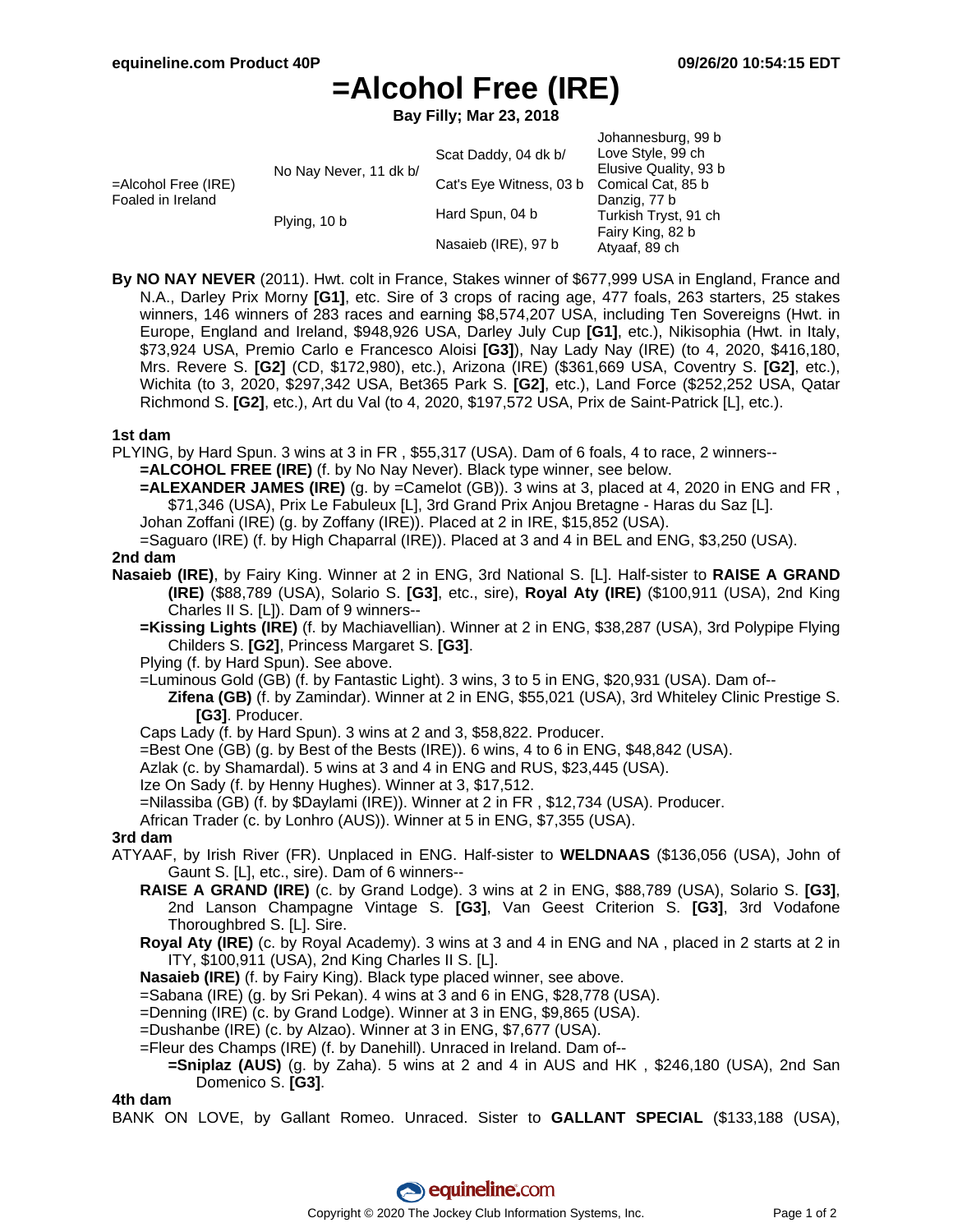# =Alcohol Free (IRE)

**Bay Filly; Mar 23, 2018**

| | | | |
|---|---|---|---|
| =Alcohol Free (IRE) Foaled in Ireland | No Nay Never, 11 dk b/ | Scat Daddy, 04 dk b/ | Johannesburg, 99 b |
| | | | Love Style, 99 ch |
| | | Cat's Eye Witness, 03 b | Elusive Quality, 93 b |
| | | | Comical Cat, 85 b |
| | Plying, 10 b | Hard Spun, 04 b | Danzig, 77 b |
| | | | Turkish Tryst, 91 ch |
| | | Nasaieb (IRE), 97 b | Fairy King, 82 b |
| | | | Atyaaf, 89 ch |

**By NO NAY NEVER** (2011). Hwt. colt in France, Stakes winner of $677,999 USA in England, France and N.A., Darley Prix Morny **[G1]**, etc. Sire of 3 crops of racing age, 477 foals, 263 starters, 25 stakes winners, 146 winners of 283 races and earning $8,574,207 USA, including Ten Sovereigns (Hwt. in Europe, England and Ireland, $948,926 USA, Darley July Cup **[G1]**, etc.), Nikisophia (Hwt. in Italy, $73,924 USA, Premio Carlo e Francesco Aloisi **[G3]**), Nay Lady Nay (IRE) (to 4, 2020, $416,180, Mrs. Revere S. **[G2]** (CD, $172,980), etc.), Arizona (IRE) ($361,669 USA, Coventry S. **[G2]**, etc.), Wichita (to 3, 2020, $297,342 USA, Bet365 Park S. **[G2]**, etc.), Land Force ($252,252 USA, Qatar Richmond S. **[G2]**, etc.), Art du Val (to 4, 2020, $197,572 USA, Prix de Saint-Patrick [L], etc.).

### 1st dam

PLYING, by Hard Spun. 3 wins at 3 in FR , $55,317 (USA). Dam of 6 foals, 4 to race, 2 winners--

- **=ALCOHOL FREE (IRE)** (f. by No Nay Never). Black type winner, see below.
- **=ALEXANDER JAMES (IRE)** (g. by =Camelot (GB)). 3 wins at 3, placed at 4, 2020 in ENG and FR , $71,346 (USA), Prix Le Fabuleux [L], 3rd Grand Prix Anjou Bretagne - Haras du Saz [L].
- Johan Zoffani (IRE) (g. by Zoffany (IRE)). Placed at 2 in IRE, $15,852 (USA).
- =Saguaro (IRE) (f. by High Chaparral (IRE)). Placed at 3 and 4 in BEL and ENG, $3,250 (USA).

### 2nd dam

**Nasaieb (IRE)**, by Fairy King. Winner at 2 in ENG, 3rd National S. [L]. Half-sister to **RAISE A GRAND (IRE)** ($88,789 (USA), Solario S. **[G3]**, etc., sire), **Royal Aty (IRE)** ($100,911 (USA), 2nd King Charles II S. [L]). Dam of 9 winners--

- **=Kissing Lights (IRE)** (f. by Machiavellian). Winner at 2 in ENG, $38,287 (USA), 3rd Polypipe Flying Childers S. **[G2]**, Princess Margaret S. **[G3]**.
- Plying (f. by Hard Spun). See above.
- =Luminous Gold (GB) (f. by Fantastic Light). 3 wins, 3 to 5 in ENG, $20,931 (USA). Dam of--
  - **Zifena (GB)** (f. by Zamindar). Winner at 2 in ENG, $55,021 (USA), 3rd Whiteley Clinic Prestige S. **[G3]**. Producer.
- Caps Lady (f. by Hard Spun). 3 wins at 2 and 3, $58,822. Producer.
- =Best One (GB) (g. by Best of the Bests (IRE)). 6 wins, 4 to 6 in ENG, $48,842 (USA).
- Azlak (c. by Shamardal). 5 wins at 3 and 4 in ENG and RUS, $23,445 (USA).
- Ize On Sady (f. by Henny Hughes). Winner at 3, $17,512.
- =Nilassiba (GB) (f. by $Daylami (IRE)). Winner at 2 in FR , $12,734 (USA). Producer.
- African Trader (c. by Lonhro (AUS)). Winner at 5 in ENG, $7,355 (USA).

### 3rd dam

ATYAAF, by Irish River (FR). Unplaced in ENG. Half-sister to **WELDNAAS** ($136,056 (USA), John of Gaunt S. [L], etc., sire). Dam of 6 winners--

- **RAISE A GRAND (IRE)** (c. by Grand Lodge). 3 wins at 2 in ENG, $88,789 (USA), Solario S. **[G3]**, 2nd Lanson Champagne Vintage S. **[G3]**, Van Geest Criterion S. **[G3]**, 3rd Vodafone Thoroughbred S. [L]. Sire.
- **Royal Aty (IRE)** (c. by Royal Academy). 3 wins at 3 and 4 in ENG and NA , placed in 2 starts at 2 in ITY, $100,911 (USA), 2nd King Charles II S. [L].
- **Nasaieb (IRE)** (f. by Fairy King). Black type placed winner, see above.
- =Sabana (IRE) (g. by Sri Pekan). 4 wins at 3 and 6 in ENG, $28,778 (USA).
- =Denning (IRE) (c. by Grand Lodge). Winner at 3 in ENG, $9,865 (USA).
- =Dushanbe (IRE) (c. by Alzao). Winner at 3 in ENG, $7,677 (USA).
- =Fleur des Champs (IRE) (f. by Danehill). Unraced in Ireland. Dam of--
  - **=Sniplaz (AUS)** (g. by Zaha). 5 wins at 2 and 4 in AUS and HK , $246,180 (USA), 2nd San Domenico S. **[G3]**.

### 4th dam

BANK ON LOVE, by Gallant Romeo. Unraced. Sister to **GALLANT SPECIAL** ($133,188 (USA),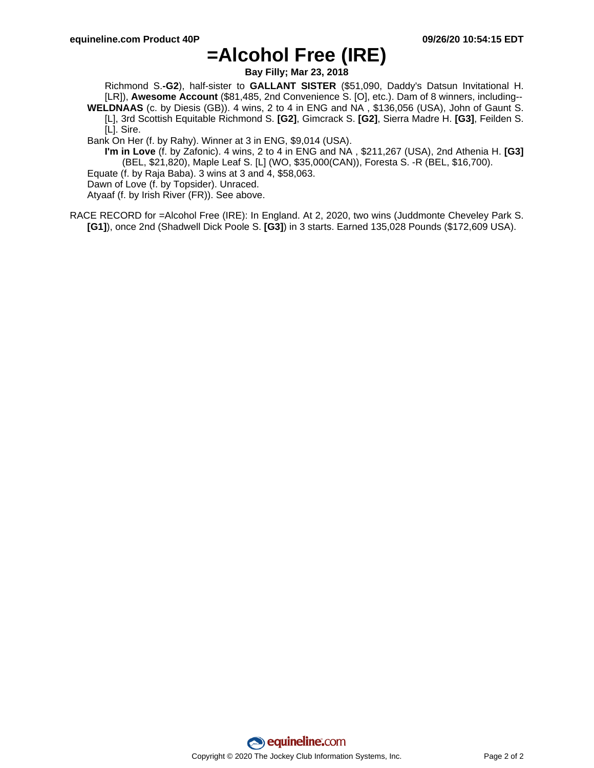# =Alcohol Free (IRE)

**Bay Filly; Mar 23, 2018**

Richmond S.**-G2**), half-sister to **GALLANT SISTER** ($51,090, Daddy's Datsun Invitational H. [LR]), **Awesome Account** ($81,485, 2nd Convenience S. [O], etc.). Dam of 8 winners, including--

**WELDNAAS** (c. by Diesis (GB)). 4 wins, 2 to 4 in ENG and NA , $136,056 (USA), John of Gaunt S. [L], 3rd Scottish Equitable Richmond S. **[G2]**, Gimcrack S. **[G2]**, Sierra Madre H. **[G3]**, Feilden S. [L]. Sire.

Bank On Her (f. by Rahy). Winner at 3 in ENG, $9,014 (USA).

**I'm in Love** (f. by Zafonic). 4 wins, 2 to 4 in ENG and NA , $211,267 (USA), 2nd Athenia H. **[G3]** (BEL, $21,820), Maple Leaf S. [L] (WO, $35,000(CAN)), Foresta S. -R (BEL, $16,700).

Equate (f. by Raja Baba). 3 wins at 3 and 4, $58,063.

Dawn of Love (f. by Topsider). Unraced.

Atyaaf (f. by Irish River (FR)). See above.

RACE RECORD for =Alcohol Free (IRE): In England. At 2, 2020, two wins (Juddmonte Cheveley Park S. **[G1]**), once 2nd (Shadwell Dick Poole S. **[G3]**) in 3 starts. Earned 135,028 Pounds ($172,609 USA).